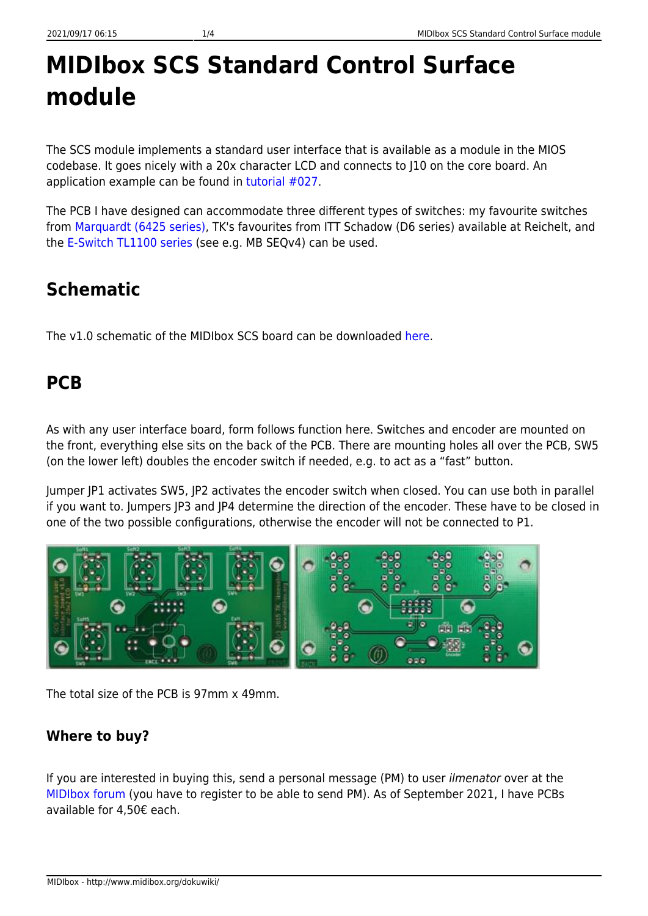# MIDIbox SCS Standard Control Surface module

The SCS module implements a standard user interface that is available as a module in the MIOS codebase. It goes nicely with a 20x character LCD and connects to J10 on the core board. An application example can be found in tutorial #027.

The PCB I have designed can accommodate three different types of switches: my favourite switches from Marquardt (6425 series), TK's favourites from ITT Schadow (D6 series) available at Reichelt, and the E-Switch TL1100 series (see e.g. MB SEQv4) can be used.

## Schematic

The v1.0 schematic of the MIDIbox SCS board can be downloaded here.

## PCB

As with any user interface board, form follows function here. Switches and encoder are mounted on the front, everything else sits on the back of the PCB. There are mounting holes all over the PCB, SW5 (on the lower left) doubles the encoder switch if needed, e.g. to act as a "fast" button.

Jumper JP1 activates SW5, JP2 activates the encoder switch when closed. You can use both in parallel if you want to. Jumpers JP3 and JP4 determine the direction of the encoder. These have to be closed in one of the two possible configurations, otherwise the encoder will not be connected to P1.

The total size of the PCB is 97mm x 49mm.

### Where to buy?

If you are interested in buying this, send a personal message (PM) to user *ilmenator* over at the MIDIbox forum (you have to register to be able to send PM). As of September 2021, I have PCBs available for 4,50€ each.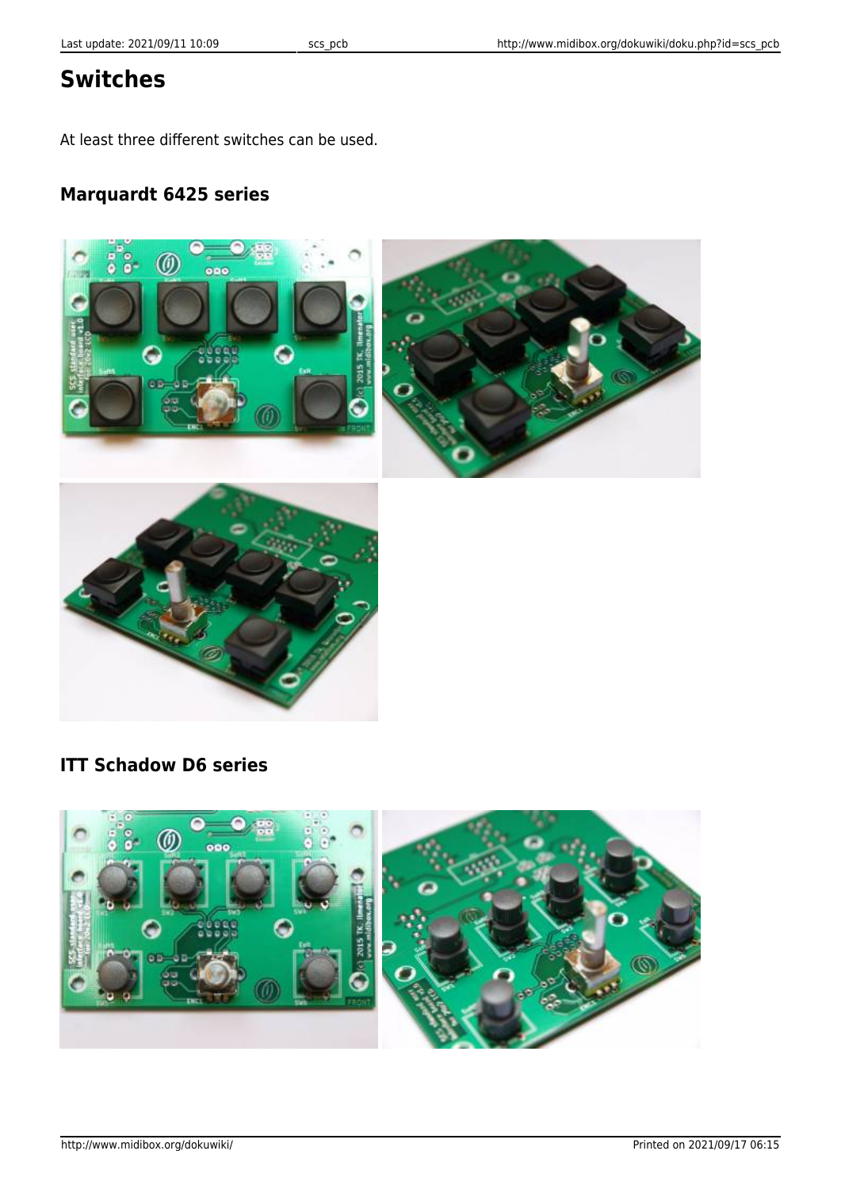# Switches

At least three different switches can be used.

## Marquardt 6425 series

## ITT Schadow D6 series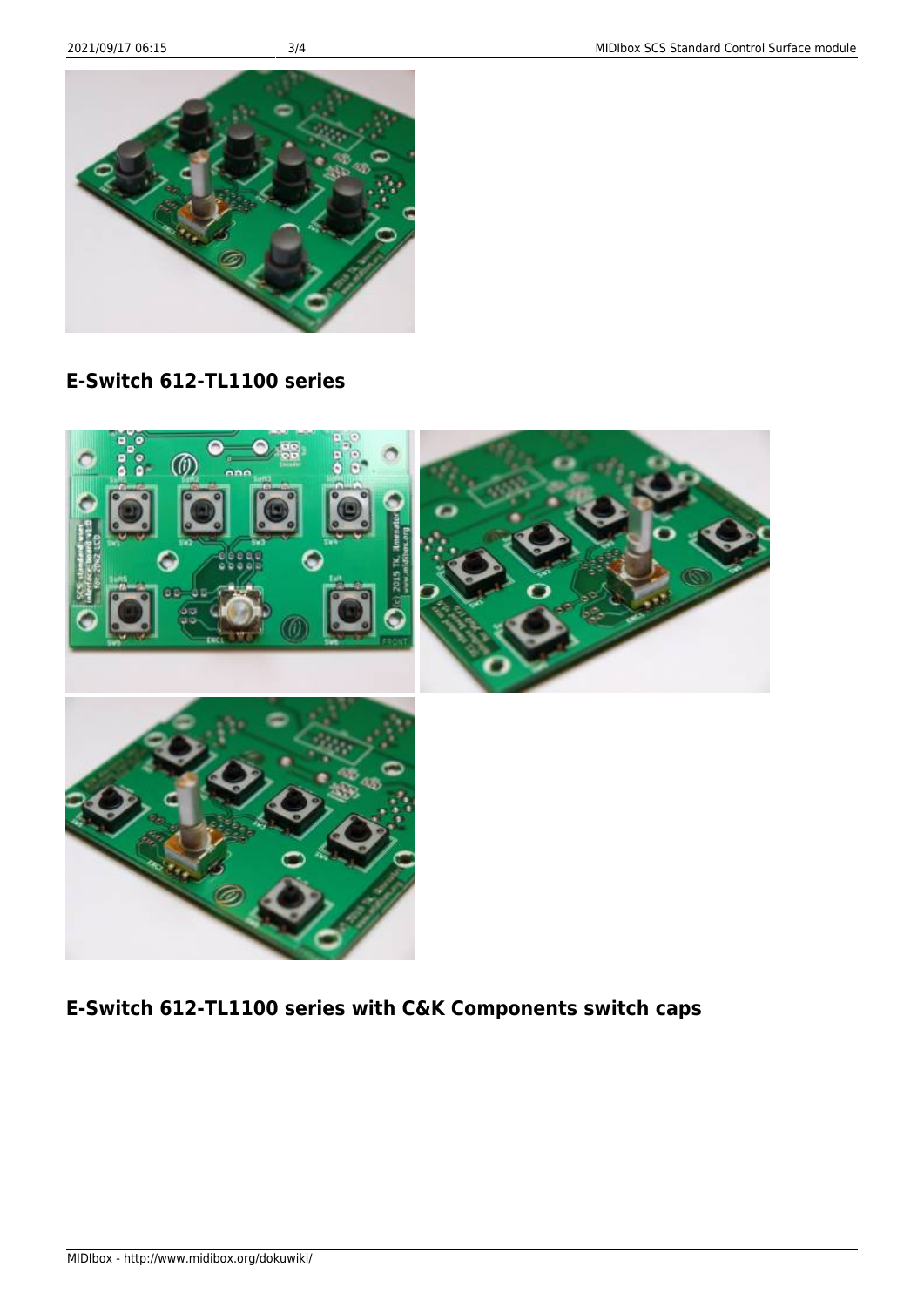## E-Switch 612-TL1100 series

## E-Switch 612-TL1100 series with C&K Components switch caps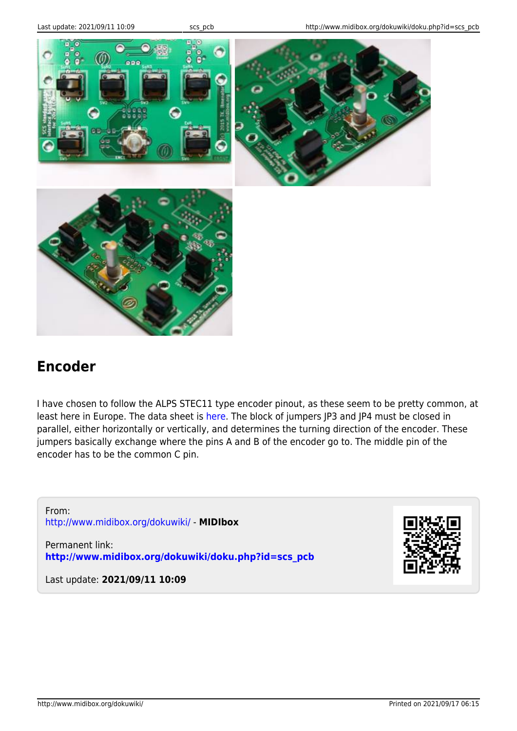## Encoder

I have chosen to follow the ALPS STEC11 type encoder pinout, as these seem to be pretty common, at least here in Europe. The data sheet is here. The block of jumpers JP3 and JP4 must be closed in parallel, either horizontally or vertically, and determines the turning direction of the encoder. These jumpers basically exchange where the pins A and B of the encoder go to. The middle pin of the encoder has to be the common C pin.

From:
http://www.midibox.org/dokuwiki/ - **MIDIbox**

Permanent link:
**http://www.midibox.org/dokuwiki/doku.php?id=scs_pcb**

Last update: **2021/09/11 10:09**